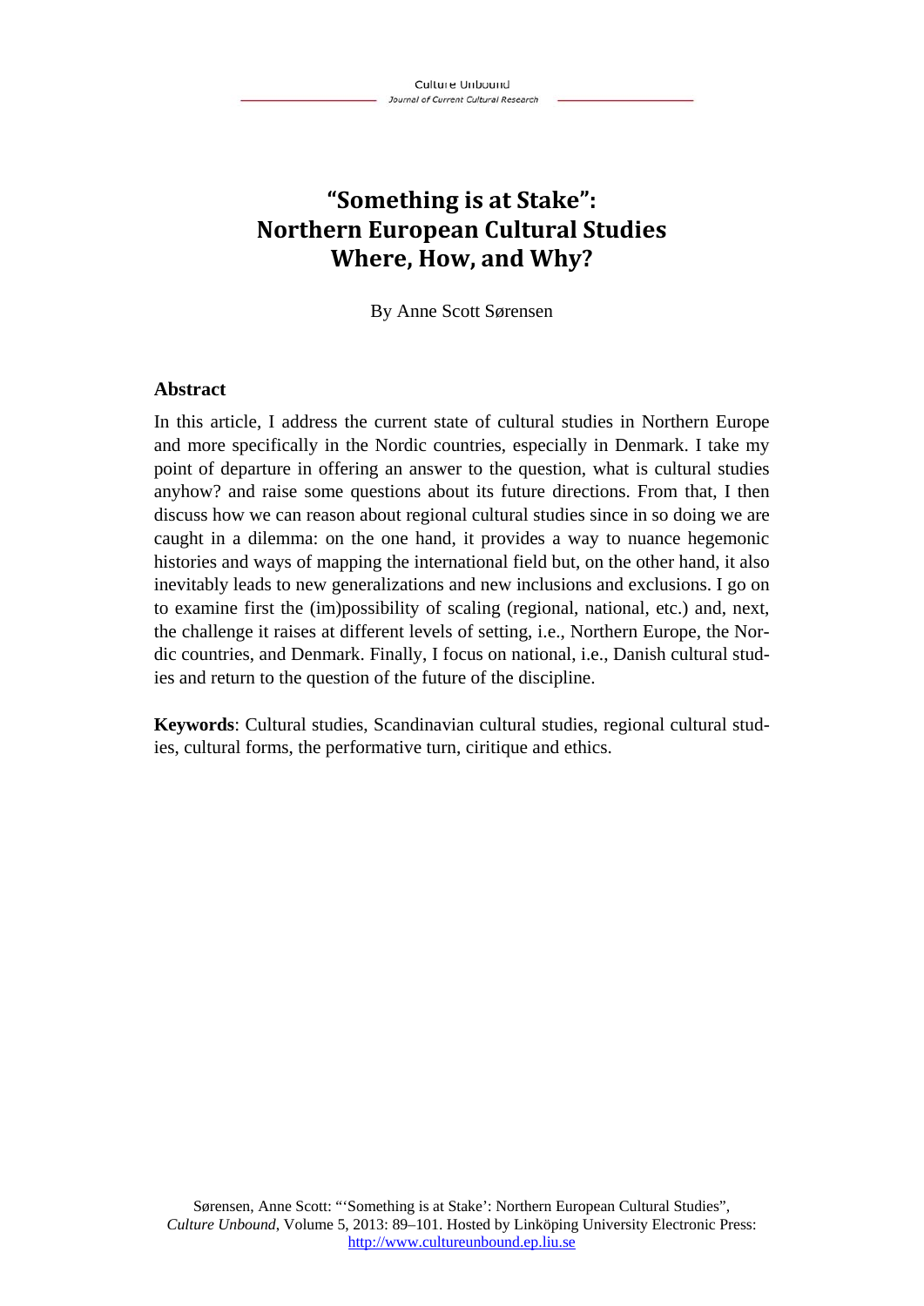# "Something is at Stake": Northern European Cultural Studies Where, How, and Why?

By Anne Scott Sørensen

## Abstract

In this article, I address the current state of cultural studies in Northern Europe and more specifically in the Nordic countries, especially in Denmark. I take my point of departure in offering an answer to the question, what is cultural studies anyhow? and raise some questions about its future directions. From that, I then discuss how we can reason about regional cultural studies since in so doing we are caught in a dilemma: on the one hand, it provides a way to nuance hegemonic histories and ways of mapping the international field but, on the other hand, it also inevitably leads to new generalizations and new inclusions and exclusions. I go on to examine first the (im)possibility of scaling (regional, national, etc.) and, next, the challenge it raises at different levels of setting, i.e., Northern Europe, the Nordic countries, and Denmark. Finally, I focus on national, i.e., Danish cultural studies and return to the question of the future of the discipline.

**Keywords**: Cultural studies, Scandinavian cultural studies, regional cultural studies, cultural forms, the performative turn, ciritique and ethics.

Sørensen, Anne Scott: "'Something is at Stake': Northern European Cultural Studies", *Culture Unbound*, Volume 5, 2013: 89–101. Hosted by Linköping University Electronic Press: http://www.cultureunbound.ep.liu.se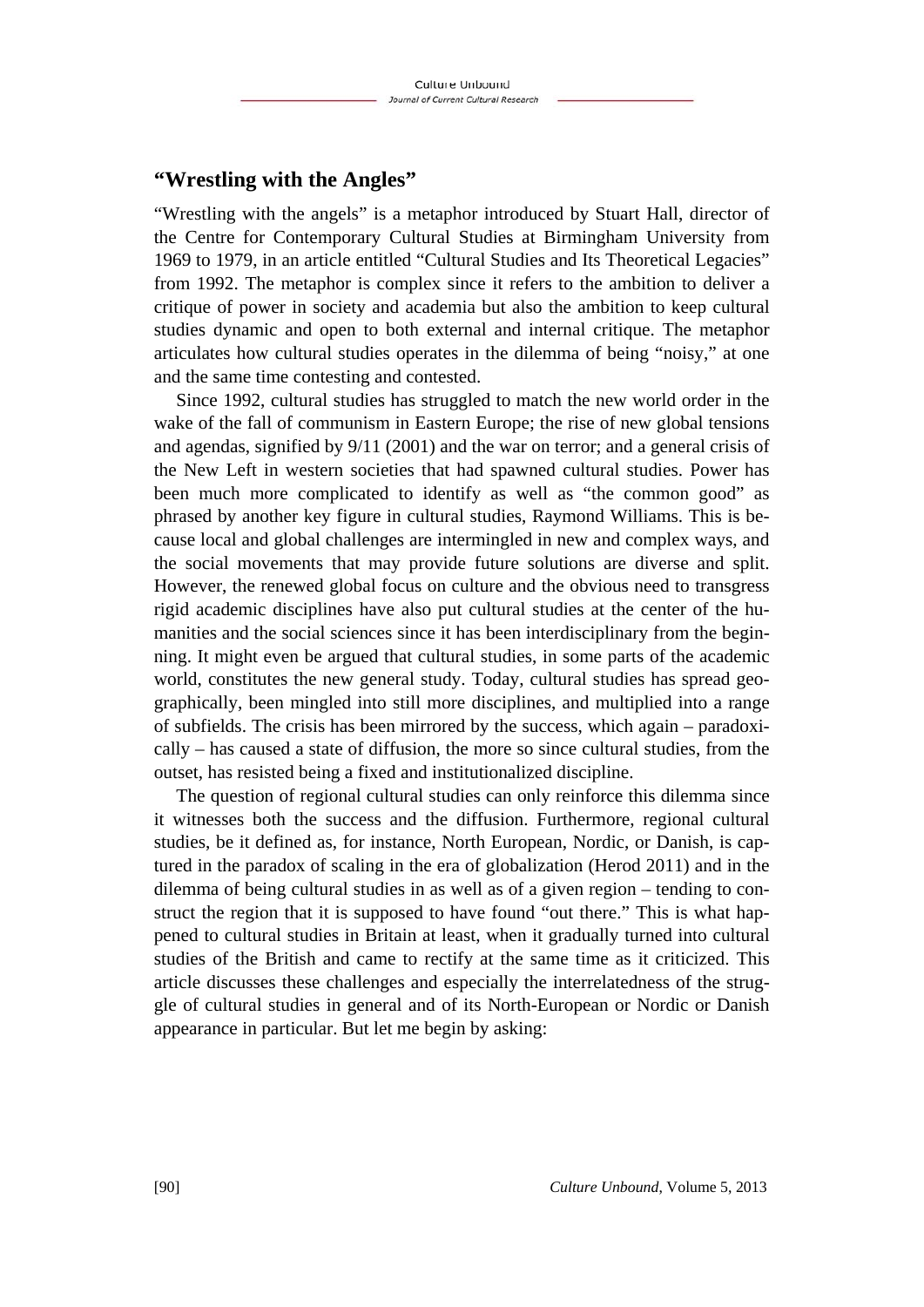## “Wrestling with the Angles”

“Wrestling with the angels” is a metaphor introduced by Stuart Hall, director of the Centre for Contemporary Cultural Studies at Birmingham University from 1969 to 1979, in an article entitled “Cultural Studies and Its Theoretical Legacies” from 1992. The metaphor is complex since it refers to the ambition to deliver a critique of power in society and academia but also the ambition to keep cultural studies dynamic and open to both external and internal critique. The metaphor articulates how cultural studies operates in the dilemma of being “noisy,” at one and the same time contesting and contested.

Since 1992, cultural studies has struggled to match the new world order in the wake of the fall of communism in Eastern Europe; the rise of new global tensions and agendas, signified by 9/11 (2001) and the war on terror; and a general crisis of the New Left in western societies that had spawned cultural studies. Power has been much more complicated to identify as well as “the common good” as phrased by another key figure in cultural studies, Raymond Williams. This is because local and global challenges are intermingled in new and complex ways, and the social movements that may provide future solutions are diverse and split. However, the renewed global focus on culture and the obvious need to transgress rigid academic disciplines have also put cultural studies at the center of the humanities and the social sciences since it has been interdisciplinary from the beginning. It might even be argued that cultural studies, in some parts of the academic world, constitutes the new general study. Today, cultural studies has spread geographically, been mingled into still more disciplines, and multiplied into a range of subfields. The crisis has been mirrored by the success, which again – paradoxically – has caused a state of diffusion, the more so since cultural studies, from the outset, has resisted being a fixed and institutionalized discipline.

The question of regional cultural studies can only reinforce this dilemma since it witnesses both the success and the diffusion. Furthermore, regional cultural studies, be it defined as, for instance, North European, Nordic, or Danish, is captured in the paradox of scaling in the era of globalization (Herod 2011) and in the dilemma of being cultural studies in as well as of a given region – tending to construct the region that it is supposed to have found “out there.” This is what happened to cultural studies in Britain at least, when it gradually turned into cultural studies of the British and came to rectify at the same time as it criticized. This article discusses these challenges and especially the interrelatedness of the struggle of cultural studies in general and of its North-European or Nordic or Danish appearance in particular. But let me begin by asking: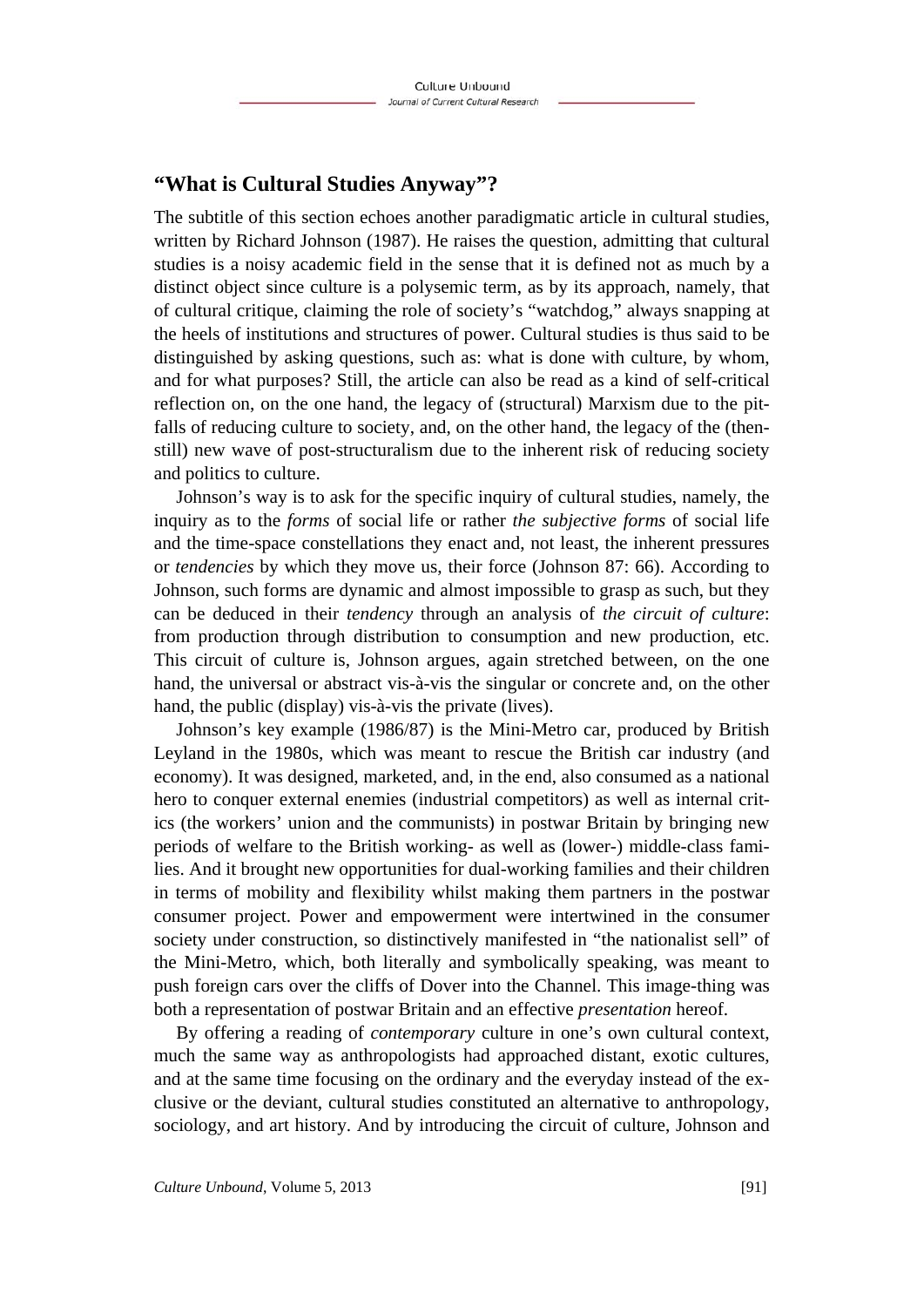## "What is Cultural Studies Anyway"?

The subtitle of this section echoes another paradigmatic article in cultural studies, written by Richard Johnson (1987). He raises the question, admitting that cultural studies is a noisy academic field in the sense that it is defined not as much by a distinct object since culture is a polysemic term, as by its approach, namely, that of cultural critique, claiming the role of society's "watchdog," always snapping at the heels of institutions and structures of power. Cultural studies is thus said to be distinguished by asking questions, such as: what is done with culture, by whom, and for what purposes? Still, the article can also be read as a kind of self-critical reflection on, on the one hand, the legacy of (structural) Marxism due to the pitfalls of reducing culture to society, and, on the other hand, the legacy of the (then-still) new wave of post-structuralism due to the inherent risk of reducing society and politics to culture.

Johnson's way is to ask for the specific inquiry of cultural studies, namely, the inquiry as to the *forms* of social life or rather *the subjective forms* of social life and the time-space constellations they enact and, not least, the inherent pressures or *tendencies* by which they move us, their force (Johnson 87: 66). According to Johnson, such forms are dynamic and almost impossible to grasp as such, but they can be deduced in their *tendency* through an analysis of *the circuit of culture*: from production through distribution to consumption and new production, etc. This circuit of culture is, Johnson argues, again stretched between, on the one hand, the universal or abstract vis-à-vis the singular or concrete and, on the other hand, the public (display) vis-à-vis the private (lives).

Johnson's key example (1986/87) is the Mini-Metro car, produced by British Leyland in the 1980s, which was meant to rescue the British car industry (and economy). It was designed, marketed, and, in the end, also consumed as a national hero to conquer external enemies (industrial competitors) as well as internal critics (the workers' union and the communists) in postwar Britain by bringing new periods of welfare to the British working- as well as (lower-) middle-class families. And it brought new opportunities for dual-working families and their children in terms of mobility and flexibility whilst making them partners in the postwar consumer project. Power and empowerment were intertwined in the consumer society under construction, so distinctively manifested in "the nationalist sell" of the Mini-Metro, which, both literally and symbolically speaking, was meant to push foreign cars over the cliffs of Dover into the Channel. This image-thing was both a representation of postwar Britain and an effective *presentation* hereof.

By offering a reading of *contemporary* culture in one's own cultural context, much the same way as anthropologists had approached distant, exotic cultures, and at the same time focusing on the ordinary and the everyday instead of the exclusive or the deviant, cultural studies constituted an alternative to anthropology, sociology, and art history. And by introducing the circuit of culture, Johnson and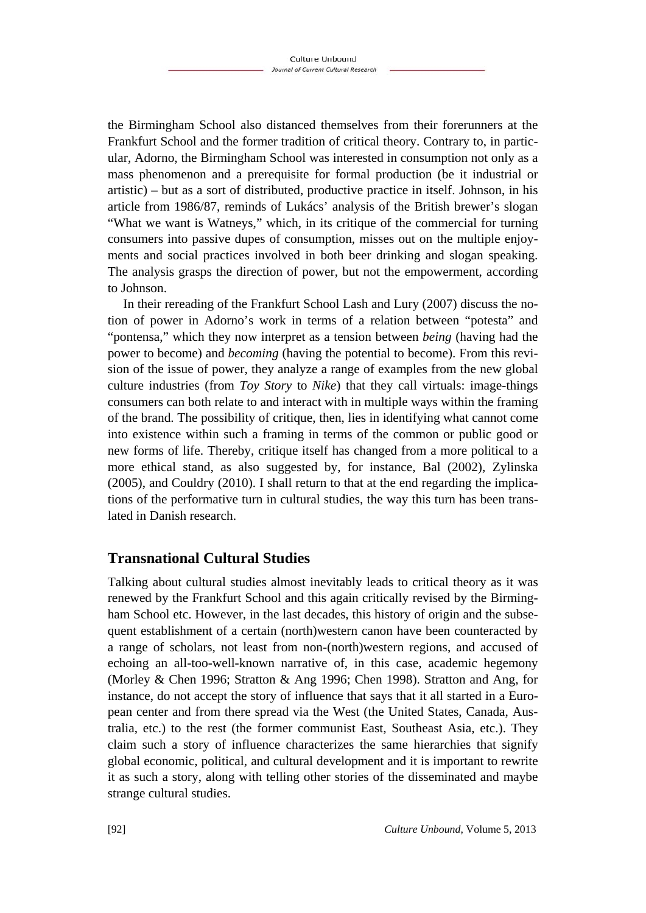the Birmingham School also distanced themselves from their forerunners at the Frankfurt School and the former tradition of critical theory. Contrary to, in particular, Adorno, the Birmingham School was interested in consumption not only as a mass phenomenon and a prerequisite for formal production (be it industrial or artistic) – but as a sort of distributed, productive practice in itself. Johnson, in his article from 1986/87, reminds of Lukács' analysis of the British brewer's slogan "What we want is Watneys," which, in its critique of the commercial for turning consumers into passive dupes of consumption, misses out on the multiple enjoyments and social practices involved in both beer drinking and slogan speaking. The analysis grasps the direction of power, but not the empowerment, according to Johnson.

In their rereading of the Frankfurt School Lash and Lury (2007) discuss the notion of power in Adorno's work in terms of a relation between "potesta" and "pontensa," which they now interpret as a tension between *being* (having had the power to become) and *becoming* (having the potential to become). From this revision of the issue of power, they analyze a range of examples from the new global culture industries (from *Toy Story* to *Nike*) that they call virtuals: image-things consumers can both relate to and interact with in multiple ways within the framing of the brand. The possibility of critique, then, lies in identifying what cannot come into existence within such a framing in terms of the common or public good or new forms of life. Thereby, critique itself has changed from a more political to a more ethical stand, as also suggested by, for instance, Bal (2002), Zylinska (2005), and Couldry (2010). I shall return to that at the end regarding the implications of the performative turn in cultural studies, the way this turn has been translated in Danish research.

## Transnational Cultural Studies

Talking about cultural studies almost inevitably leads to critical theory as it was renewed by the Frankfurt School and this again critically revised by the Birmingham School etc. However, in the last decades, this history of origin and the subsequent establishment of a certain (north)western canon have been counteracted by a range of scholars, not least from non-(north)western regions, and accused of echoing an all-too-well-known narrative of, in this case, academic hegemony (Morley & Chen 1996; Stratton & Ang 1996; Chen 1998). Stratton and Ang, for instance, do not accept the story of influence that says that it all started in a European center and from there spread via the West (the United States, Canada, Australia, etc.) to the rest (the former communist East, Southeast Asia, etc.). They claim such a story of influence characterizes the same hierarchies that signify global economic, political, and cultural development and it is important to rewrite it as such a story, along with telling other stories of the disseminated and maybe strange cultural studies.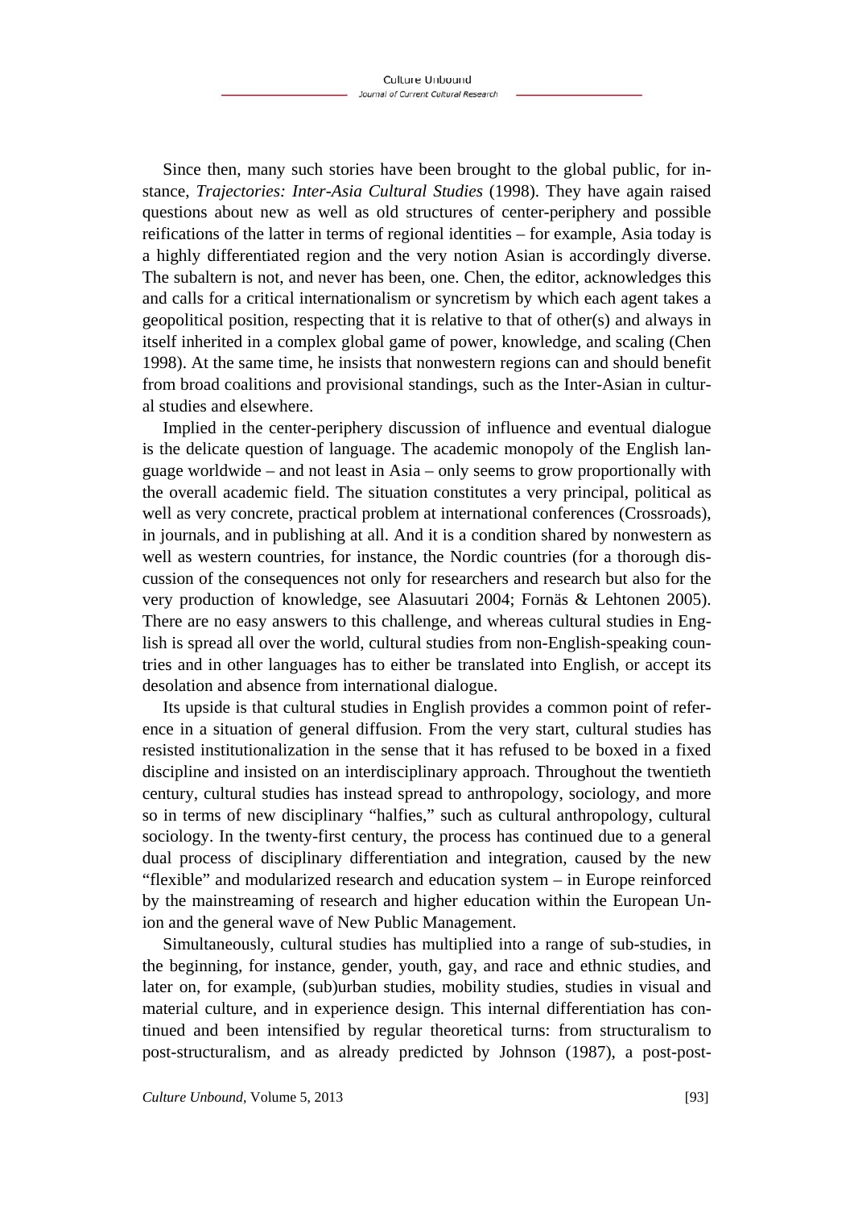Since then, many such stories have been brought to the global public, for instance, *Trajectories: Inter-Asia Cultural Studies* (1998). They have again raised questions about new as well as old structures of center-periphery and possible reifications of the latter in terms of regional identities – for example, Asia today is a highly differentiated region and the very notion Asian is accordingly diverse. The subaltern is not, and never has been, one. Chen, the editor, acknowledges this and calls for a critical internationalism or syncretism by which each agent takes a geopolitical position, respecting that it is relative to that of other(s) and always in itself inherited in a complex global game of power, knowledge, and scaling (Chen 1998). At the same time, he insists that nonwestern regions can and should benefit from broad coalitions and provisional standings, such as the Inter-Asian in cultural studies and elsewhere.

Implied in the center-periphery discussion of influence and eventual dialogue is the delicate question of language. The academic monopoly of the English language worldwide – and not least in Asia – only seems to grow proportionally with the overall academic field. The situation constitutes a very principal, political as well as very concrete, practical problem at international conferences (Crossroads), in journals, and in publishing at all. And it is a condition shared by nonwestern as well as western countries, for instance, the Nordic countries (for a thorough discussion of the consequences not only for researchers and research but also for the very production of knowledge, see Alasuutari 2004; Fornäs & Lehtonen 2005). There are no easy answers to this challenge, and whereas cultural studies in English is spread all over the world, cultural studies from non-English-speaking countries and in other languages has to either be translated into English, or accept its desolation and absence from international dialogue.

Its upside is that cultural studies in English provides a common point of reference in a situation of general diffusion. From the very start, cultural studies has resisted institutionalization in the sense that it has refused to be boxed in a fixed discipline and insisted on an interdisciplinary approach. Throughout the twentieth century, cultural studies has instead spread to anthropology, sociology, and more so in terms of new disciplinary "halfies," such as cultural anthropology, cultural sociology. In the twenty-first century, the process has continued due to a general dual process of disciplinary differentiation and integration, caused by the new "flexible" and modularized research and education system – in Europe reinforced by the mainstreaming of research and higher education within the European Union and the general wave of New Public Management.

Simultaneously, cultural studies has multiplied into a range of sub-studies, in the beginning, for instance, gender, youth, gay, and race and ethnic studies, and later on, for example, (sub)urban studies, mobility studies, studies in visual and material culture, and in experience design. This internal differentiation has continued and been intensified by regular theoretical turns: from structuralism to post-structuralism, and as already predicted by Johnson (1987), a post-post-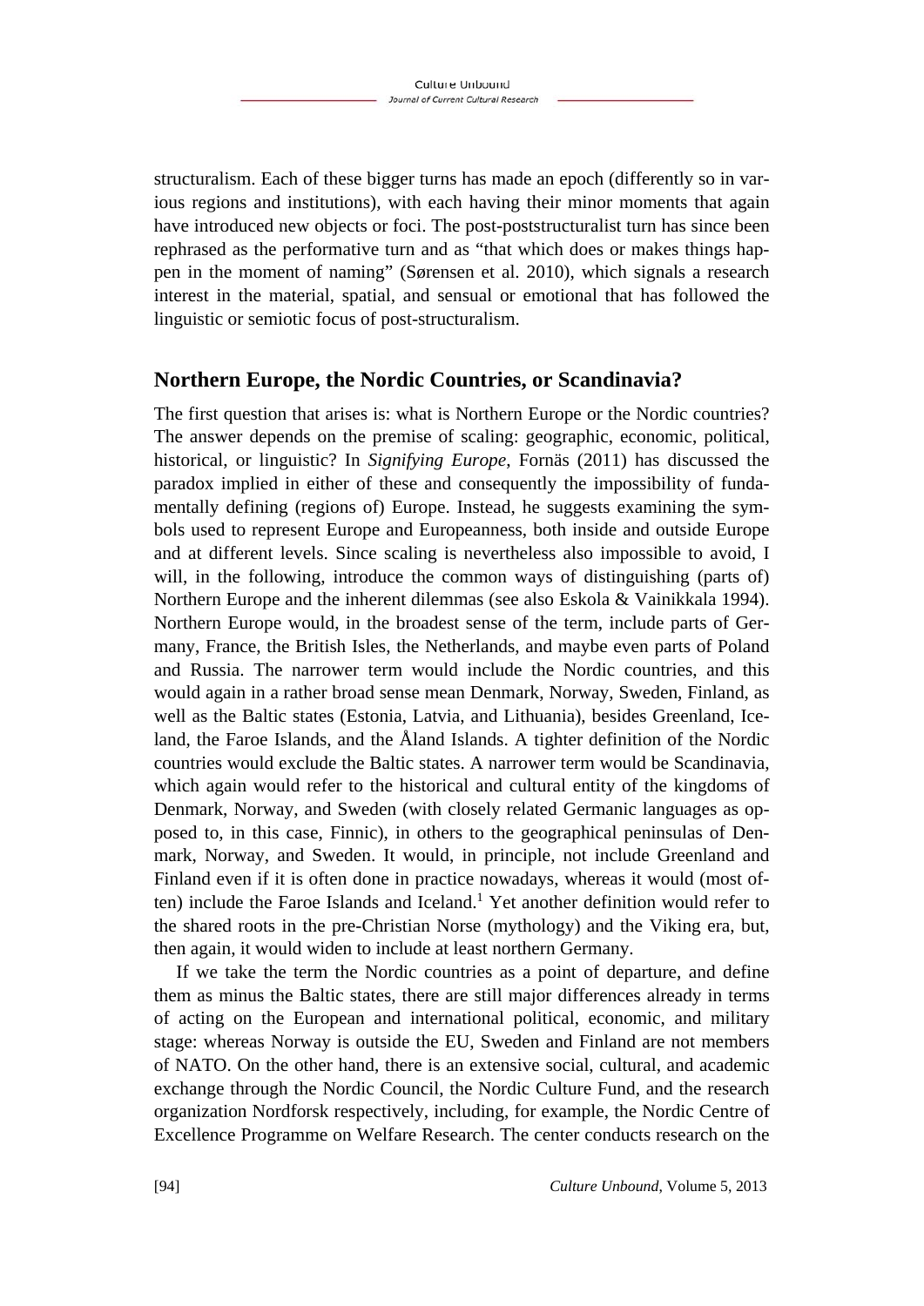structuralism. Each of these bigger turns has made an epoch (differently so in various regions and institutions), with each having their minor moments that again have introduced new objects or foci. The post-poststructuralist turn has since been rephrased as the performative turn and as "that which does or makes things happen in the moment of naming" (Sørensen et al. 2010), which signals a research interest in the material, spatial, and sensual or emotional that has followed the linguistic or semiotic focus of post-structuralism.

## Northern Europe, the Nordic Countries, or Scandinavia?

The first question that arises is: what is Northern Europe or the Nordic countries? The answer depends on the premise of scaling: geographic, economic, political, historical, or linguistic? In *Signifying Europe,* Fornäs (2011) has discussed the paradox implied in either of these and consequently the impossibility of fundamentally defining (regions of) Europe. Instead, he suggests examining the symbols used to represent Europe and Europeanness, both inside and outside Europe and at different levels. Since scaling is nevertheless also impossible to avoid, I will, in the following, introduce the common ways of distinguishing (parts of) Northern Europe and the inherent dilemmas (see also Eskola & Vainikkala 1994). Northern Europe would, in the broadest sense of the term, include parts of Germany, France, the British Isles, the Netherlands, and maybe even parts of Poland and Russia. The narrower term would include the Nordic countries, and this would again in a rather broad sense mean Denmark, Norway, Sweden, Finland, as well as the Baltic states (Estonia, Latvia, and Lithuania), besides Greenland, Iceland, the Faroe Islands, and the Åland Islands. A tighter definition of the Nordic countries would exclude the Baltic states. A narrower term would be Scandinavia, which again would refer to the historical and cultural entity of the kingdoms of Denmark, Norway, and Sweden (with closely related Germanic languages as opposed to, in this case, Finnic), in others to the geographical peninsulas of Denmark, Norway, and Sweden. It would, in principle, not include Greenland and Finland even if it is often done in practice nowadays, whereas it would (most often) include the Faroe Islands and Iceland.[1] Yet another definition would refer to the shared roots in the pre-Christian Norse (mythology) and the Viking era, but, then again, it would widen to include at least northern Germany.

If we take the term the Nordic countries as a point of departure, and define them as minus the Baltic states, there are still major differences already in terms of acting on the European and international political, economic, and military stage: whereas Norway is outside the EU, Sweden and Finland are not members of NATO. On the other hand, there is an extensive social, cultural, and academic exchange through the Nordic Council, the Nordic Culture Fund, and the research organization Nordforsk respectively, including, for example, the Nordic Centre of Excellence Programme on Welfare Research. The center conducts research on the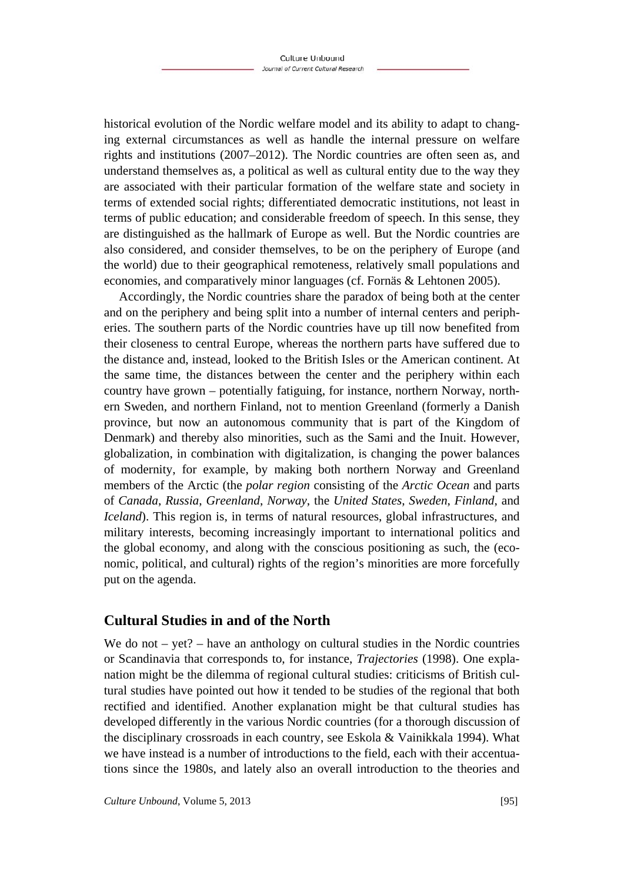historical evolution of the Nordic welfare model and its ability to adapt to changing external circumstances as well as handle the internal pressure on welfare rights and institutions (2007–2012). The Nordic countries are often seen as, and understand themselves as, a political as well as cultural entity due to the way they are associated with their particular formation of the welfare state and society in terms of extended social rights; differentiated democratic institutions, not least in terms of public education; and considerable freedom of speech. In this sense, they are distinguished as the hallmark of Europe as well. But the Nordic countries are also considered, and consider themselves, to be on the periphery of Europe (and the world) due to their geographical remoteness, relatively small populations and economies, and comparatively minor languages (cf. Fornäs & Lehtonen 2005).

Accordingly, the Nordic countries share the paradox of being both at the center and on the periphery and being split into a number of internal centers and peripheries. The southern parts of the Nordic countries have up till now benefited from their closeness to central Europe, whereas the northern parts have suffered due to the distance and, instead, looked to the British Isles or the American continent. At the same time, the distances between the center and the periphery within each country have grown – potentially fatiguing, for instance, northern Norway, northern Sweden, and northern Finland, not to mention Greenland (formerly a Danish province, but now an autonomous community that is part of the Kingdom of Denmark) and thereby also minorities, such as the Sami and the Inuit. However, globalization, in combination with digitalization, is changing the power balances of modernity, for example, by making both northern Norway and Greenland members of the Arctic (the *polar region* consisting of the *Arctic Ocean* and parts of *Canada*, *Russia*, *Greenland*, *Norway*, the *United States*, *Sweden*, *Finland*, and *Iceland*). This region is, in terms of natural resources, global infrastructures, and military interests, becoming increasingly important to international politics and the global economy, and along with the conscious positioning as such, the (economic, political, and cultural) rights of the region's minorities are more forcefully put on the agenda.

## Cultural Studies in and of the North

We do not – yet? – have an anthology on cultural studies in the Nordic countries or Scandinavia that corresponds to, for instance, *Trajectories* (1998). One explanation might be the dilemma of regional cultural studies: criticisms of British cultural studies have pointed out how it tended to be studies of the regional that both rectified and identified. Another explanation might be that cultural studies has developed differently in the various Nordic countries (for a thorough discussion of the disciplinary crossroads in each country, see Eskola & Vainikkala 1994). What we have instead is a number of introductions to the field, each with their accentuations since the 1980s, and lately also an overall introduction to the theories and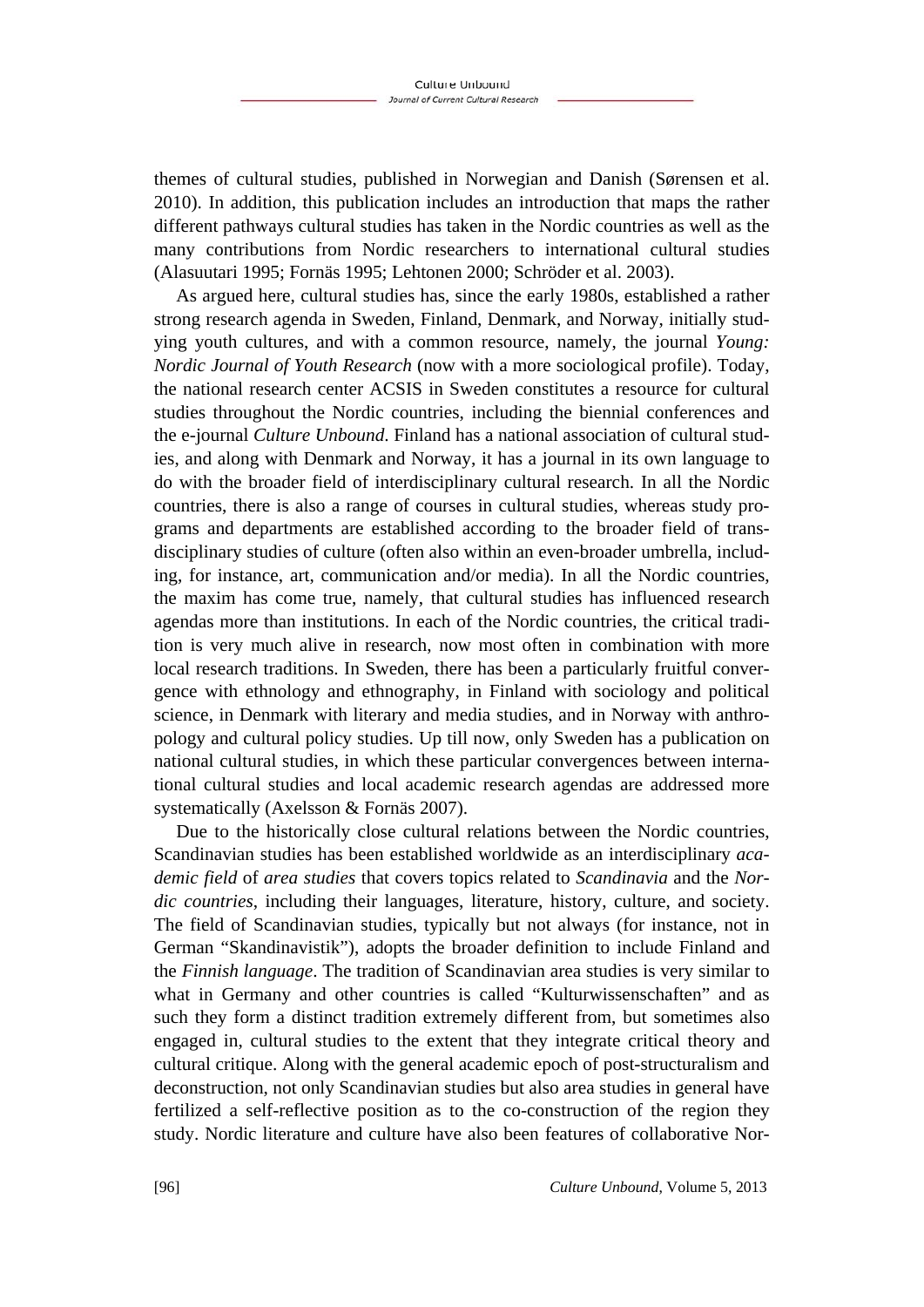themes of cultural studies, published in Norwegian and Danish (Sørensen et al. 2010). In addition, this publication includes an introduction that maps the rather different pathways cultural studies has taken in the Nordic countries as well as the many contributions from Nordic researchers to international cultural studies (Alasuutari 1995; Fornäs 1995; Lehtonen 2000; Schröder et al. 2003).

As argued here, cultural studies has, since the early 1980s, established a rather strong research agenda in Sweden, Finland, Denmark, and Norway, initially studying youth cultures, and with a common resource, namely, the journal *Young: Nordic Journal of Youth Research* (now with a more sociological profile). Today, the national research center ACSIS in Sweden constitutes a resource for cultural studies throughout the Nordic countries, including the biennial conferences and the e-journal *Culture Unbound*. Finland has a national association of cultural studies, and along with Denmark and Norway, it has a journal in its own language to do with the broader field of interdisciplinary cultural research. In all the Nordic countries, there is also a range of courses in cultural studies, whereas study programs and departments are established according to the broader field of transdisciplinary studies of culture (often also within an even-broader umbrella, including, for instance, art, communication and/or media). In all the Nordic countries, the maxim has come true, namely, that cultural studies has influenced research agendas more than institutions. In each of the Nordic countries, the critical tradition is very much alive in research, now most often in combination with more local research traditions. In Sweden, there has been a particularly fruitful convergence with ethnology and ethnography, in Finland with sociology and political science, in Denmark with literary and media studies, and in Norway with anthropology and cultural policy studies. Up till now, only Sweden has a publication on national cultural studies, in which these particular convergences between international cultural studies and local academic research agendas are addressed more systematically (Axelsson & Fornäs 2007).

Due to the historically close cultural relations between the Nordic countries, Scandinavian studies has been established worldwide as an interdisciplinary *academic field* of *area studies* that covers topics related to *Scandinavia* and the *Nordic countries*, including their languages, literature, history, culture, and society. The field of Scandinavian studies, typically but not always (for instance, not in German "Skandinavistik"), adopts the broader definition to include Finland and the *Finnish language*. The tradition of Scandinavian area studies is very similar to what in Germany and other countries is called "Kulturwissenschaften" and as such they form a distinct tradition extremely different from, but sometimes also engaged in, cultural studies to the extent that they integrate critical theory and cultural critique. Along with the general academic epoch of post-structuralism and deconstruction, not only Scandinavian studies but also area studies in general have fertilized a self-reflective position as to the co-construction of the region they study. Nordic literature and culture have also been features of collaborative Nor-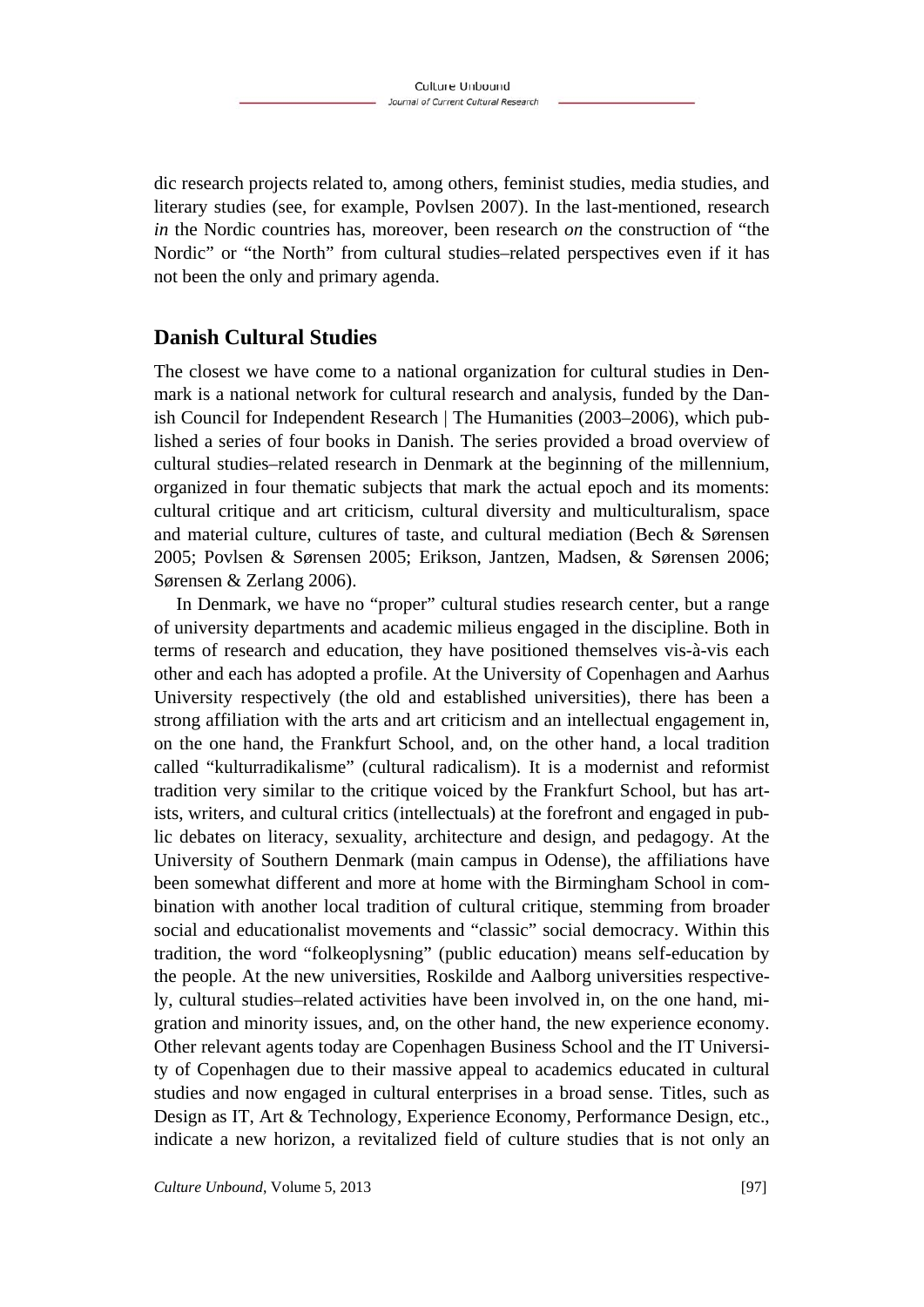dic research projects related to, among others, feminist studies, media studies, and literary studies (see, for example, Povlsen 2007). In the last-mentioned, research *in* the Nordic countries has, moreover, been research *on* the construction of "the Nordic" or "the North" from cultural studies–related perspectives even if it has not been the only and primary agenda.

## Danish Cultural Studies

The closest we have come to a national organization for cultural studies in Denmark is a national network for cultural research and analysis, funded by the Danish Council for Independent Research | The Humanities (2003–2006), which published a series of four books in Danish. The series provided a broad overview of cultural studies–related research in Denmark at the beginning of the millennium, organized in four thematic subjects that mark the actual epoch and its moments: cultural critique and art criticism, cultural diversity and multiculturalism, space and material culture, cultures of taste, and cultural mediation (Bech & Sørensen 2005; Povlsen & Sørensen 2005; Erikson, Jantzen, Madsen, & Sørensen 2006; Sørensen & Zerlang 2006).

In Denmark, we have no "proper" cultural studies research center, but a range of university departments and academic milieus engaged in the discipline. Both in terms of research and education, they have positioned themselves vis-à-vis each other and each has adopted a profile. At the University of Copenhagen and Aarhus University respectively (the old and established universities), there has been a strong affiliation with the arts and art criticism and an intellectual engagement in, on the one hand, the Frankfurt School, and, on the other hand, a local tradition called "kulturradikalisme" (cultural radicalism). It is a modernist and reformist tradition very similar to the critique voiced by the Frankfurt School, but has artists, writers, and cultural critics (intellectuals) at the forefront and engaged in public debates on literacy, sexuality, architecture and design, and pedagogy. At the University of Southern Denmark (main campus in Odense), the affiliations have been somewhat different and more at home with the Birmingham School in combination with another local tradition of cultural critique, stemming from broader social and educationalist movements and "classic" social democracy. Within this tradition, the word "folkeoplysning" (public education) means self-education by the people. At the new universities, Roskilde and Aalborg universities respectively, cultural studies–related activities have been involved in, on the one hand, migration and minority issues, and, on the other hand, the new experience economy. Other relevant agents today are Copenhagen Business School and the IT University of Copenhagen due to their massive appeal to academics educated in cultural studies and now engaged in cultural enterprises in a broad sense. Titles, such as Design as IT, Art & Technology, Experience Economy, Performance Design, etc., indicate a new horizon, a revitalized field of culture studies that is not only an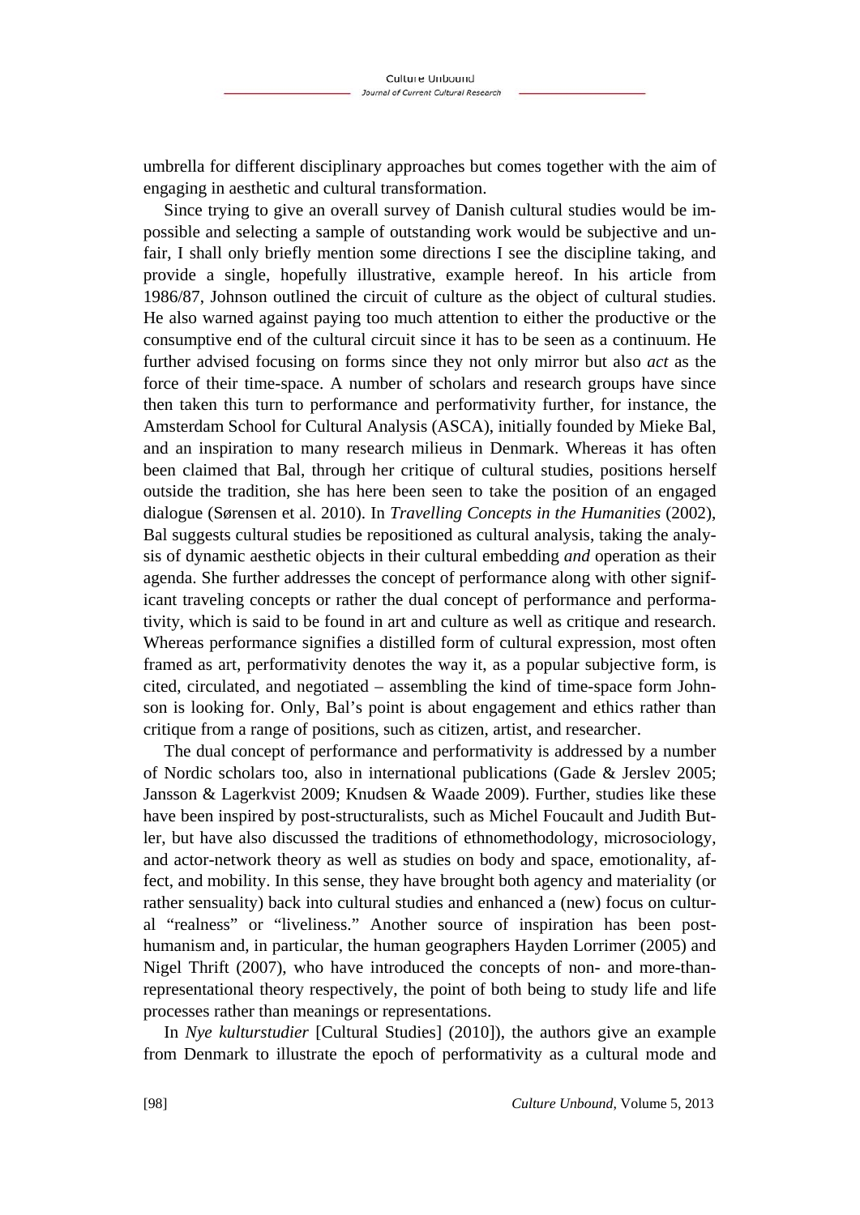umbrella for different disciplinary approaches but comes together with the aim of engaging in aesthetic and cultural transformation.

Since trying to give an overall survey of Danish cultural studies would be impossible and selecting a sample of outstanding work would be subjective and unfair, I shall only briefly mention some directions I see the discipline taking, and provide a single, hopefully illustrative, example hereof. In his article from 1986/87, Johnson outlined the circuit of culture as the object of cultural studies. He also warned against paying too much attention to either the productive or the consumptive end of the cultural circuit since it has to be seen as a continuum. He further advised focusing on forms since they not only mirror but also *act* as the force of their time-space. A number of scholars and research groups have since then taken this turn to performance and performativity further, for instance, the Amsterdam School for Cultural Analysis (ASCA), initially founded by Mieke Bal, and an inspiration to many research milieus in Denmark. Whereas it has often been claimed that Bal, through her critique of cultural studies, positions herself outside the tradition, she has here been seen to take the position of an engaged dialogue (Sørensen et al. 2010). In *Travelling Concepts in the Humanities* (2002), Bal suggests cultural studies be repositioned as cultural analysis, taking the analysis of dynamic aesthetic objects in their cultural embedding *and* operation as their agenda. She further addresses the concept of performance along with other significant traveling concepts or rather the dual concept of performance and performativity, which is said to be found in art and culture as well as critique and research. Whereas performance signifies a distilled form of cultural expression, most often framed as art, performativity denotes the way it, as a popular subjective form, is cited, circulated, and negotiated – assembling the kind of time-space form Johnson is looking for. Only, Bal's point is about engagement and ethics rather than critique from a range of positions, such as citizen, artist, and researcher.

The dual concept of performance and performativity is addressed by a number of Nordic scholars too, also in international publications (Gade & Jerslev 2005; Jansson & Lagerkvist 2009; Knudsen & Waade 2009). Further, studies like these have been inspired by post-structuralists, such as Michel Foucault and Judith Butler, but have also discussed the traditions of ethnomethodology, microsociology, and actor-network theory as well as studies on body and space, emotionality, affect, and mobility. In this sense, they have brought both agency and materiality (or rather sensuality) back into cultural studies and enhanced a (new) focus on cultural "realness" or "liveliness." Another source of inspiration has been posthumanism and, in particular, the human geographers Hayden Lorrimer (2005) and Nigel Thrift (2007), who have introduced the concepts of non- and more-than-representational theory respectively, the point of both being to study life and life processes rather than meanings or representations.

In *Nye kulturstudier* [Cultural Studies] (2010]), the authors give an example from Denmark to illustrate the epoch of performativity as a cultural mode and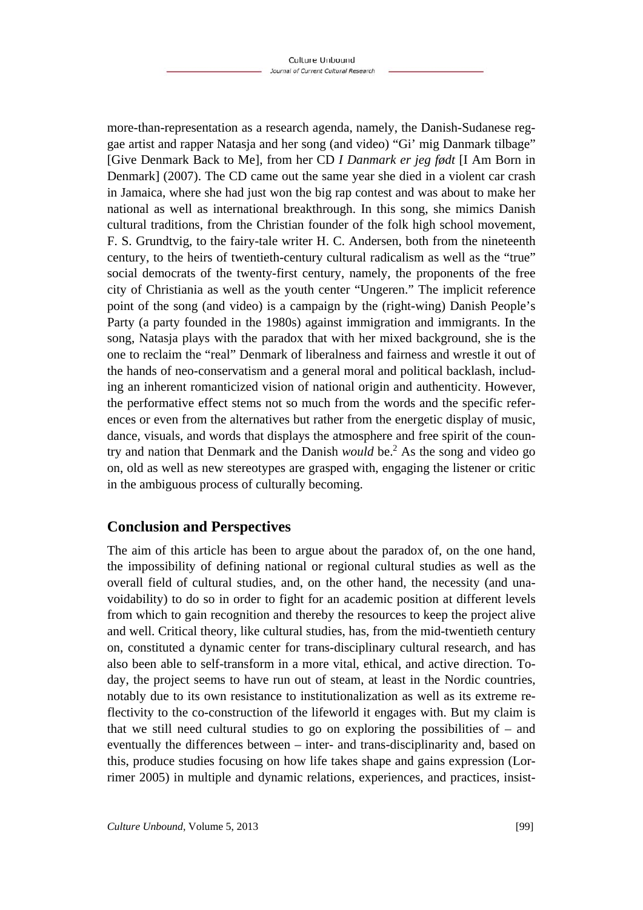more-than-representation as a research agenda, namely, the Danish-Sudanese reggae artist and rapper Natasja and her song (and video) "Gi' mig Danmark tilbage" [Give Denmark Back to Me], from her CD *I Danmark er jeg født* [I Am Born in Denmark] (2007). The CD came out the same year she died in a violent car crash in Jamaica, where she had just won the big rap contest and was about to make her national as well as international breakthrough. In this song, she mimics Danish cultural traditions, from the Christian founder of the folk high school movement, F. S. Grundtvig, to the fairy-tale writer H. C. Andersen, both from the nineteenth century, to the heirs of twentieth-century cultural radicalism as well as the "true" social democrats of the twenty-first century, namely, the proponents of the free city of Christiania as well as the youth center "Ungeren." The implicit reference point of the song (and video) is a campaign by the (right-wing) Danish People's Party (a party founded in the 1980s) against immigration and immigrants. In the song, Natasja plays with the paradox that with her mixed background, she is the one to reclaim the "real" Denmark of liberalness and fairness and wrestle it out of the hands of neo-conservatism and a general moral and political backlash, including an inherent romanticized vision of national origin and authenticity. However, the performative effect stems not so much from the words and the specific references or even from the alternatives but rather from the energetic display of music, dance, visuals, and words that displays the atmosphere and free spirit of the country and nation that Denmark and the Danish *would* be.[2] As the song and video go on, old as well as new stereotypes are grasped with, engaging the listener or critic in the ambiguous process of culturally becoming.

## Conclusion and Perspectives

The aim of this article has been to argue about the paradox of, on the one hand, the impossibility of defining national or regional cultural studies as well as the overall field of cultural studies, and, on the other hand, the necessity (and unavoidability) to do so in order to fight for an academic position at different levels from which to gain recognition and thereby the resources to keep the project alive and well. Critical theory, like cultural studies, has, from the mid-twentieth century on, constituted a dynamic center for trans-disciplinary cultural research, and has also been able to self-transform in a more vital, ethical, and active direction. Today, the project seems to have run out of steam, at least in the Nordic countries, notably due to its own resistance to institutionalization as well as its extreme reflectivity to the co-construction of the lifeworld it engages with. But my claim is that we still need cultural studies to go on exploring the possibilities of – and eventually the differences between – inter- and trans-disciplinarity and, based on this, produce studies focusing on how life takes shape and gains expression (Lorrimer 2005) in multiple and dynamic relations, experiences, and practices, insist-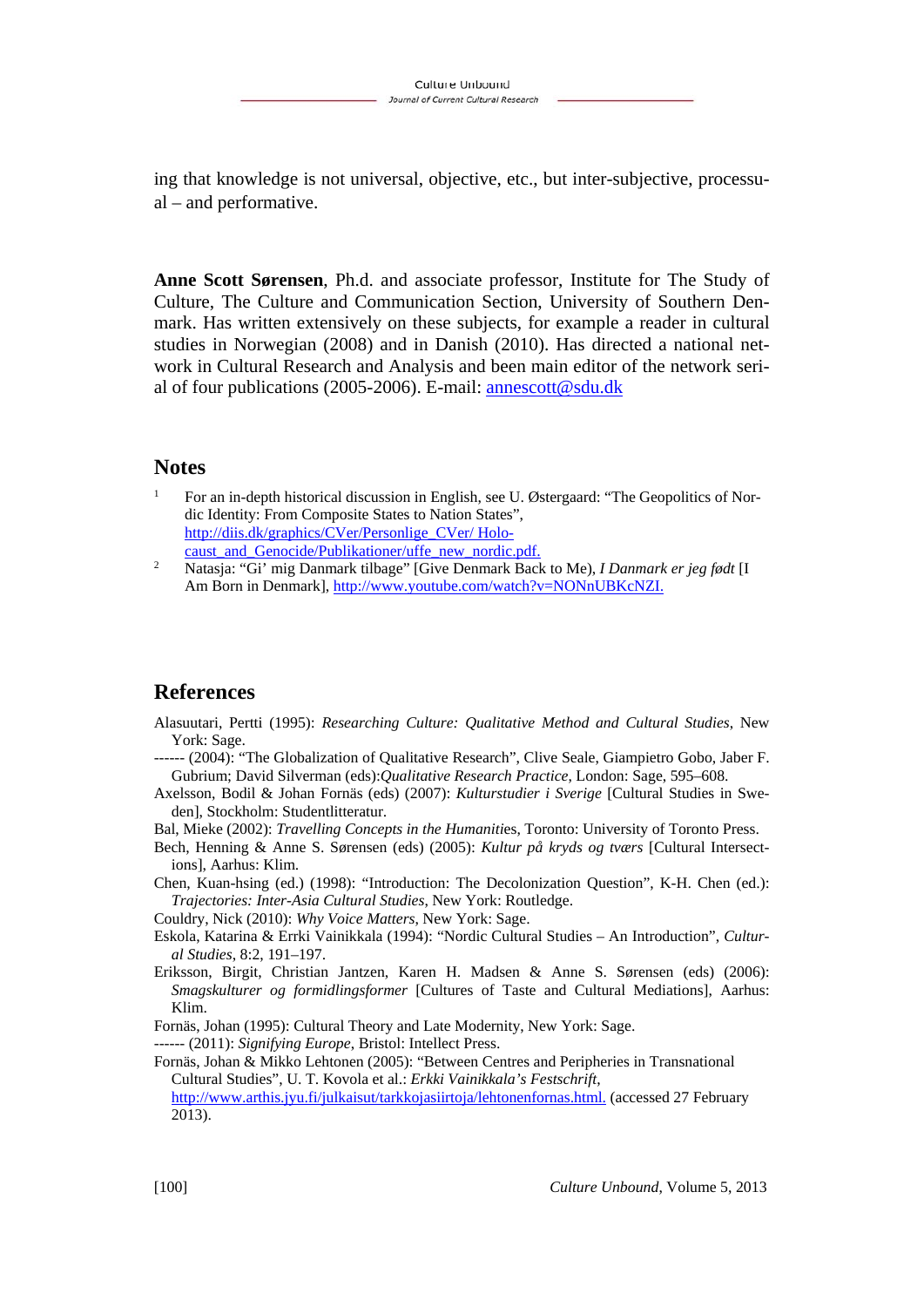ing that knowledge is not universal, objective, etc., but inter-subjective, processual – and performative.

**Anne Scott Sørensen**, Ph.d. and associate professor, Institute for The Study of Culture, The Culture and Communication Section, University of Southern Denmark. Has written extensively on these subjects, for example a reader in cultural studies in Norwegian (2008) and in Danish (2010). Has directed a national network in Cultural Research and Analysis and been main editor of the network serial of four publications (2005-2006). E-mail: annescott@sdu.dk

## Notes

1. For an in-depth historical discussion in English, see U. Østergaard: "The Geopolitics of Nordic Identity: From Composite States to Nation States", http://diis.dk/graphics/CVer/Personlige_CVer/ Holocaust_and_Genocide/Publikationer/uffe_new_nordic.pdf.
2. Natasja: "Gi' mig Danmark tilbage" [Give Denmark Back to Me), *I Danmark er jeg født* [I Am Born in Denmark], http://www.youtube.com/watch?v=NONnUBKcNZI.

## References

Alasuutari, Pertti (1995): *Researching Culture: Qualitative Method and Cultural Studies*, New York: Sage.

------ (2004): "The Globalization of Qualitative Research", Clive Seale, Giampietro Gobo, Jaber F. Gubrium; David Silverman (eds):*Qualitative Research Practice*, London: Sage, 595–608.

Axelsson, Bodil & Johan Fornäs (eds) (2007): *Kulturstudier i Sverige* [Cultural Studies in Sweden], Stockholm: Studentlitteratur.

Bal, Mieke (2002): *Travelling Concepts in the Humaniti*es, Toronto: University of Toronto Press.

Bech, Henning & Anne S. Sørensen (eds) (2005): *Kultur på kryds og tværs* [Cultural Intersections], Aarhus: Klim.

Chen, Kuan-hsing (ed.) (1998): "Introduction: The Decolonization Question", K-H. Chen (ed.): *Trajectories: Inter-Asia Cultural Studies*, New York: Routledge.

Couldry, Nick (2010): *Why Voice Matters*, New York: Sage.

Eskola, Katarina & Errki Vainikkala (1994): "Nordic Cultural Studies – An Introduction", *Cultural Studies*, 8:2, 191–197.

Eriksson, Birgit, Christian Jantzen, Karen H. Madsen & Anne S. Sørensen (eds) (2006): *Smagskulturer og formidlingsformer* [Cultures of Taste and Cultural Mediations], Aarhus: Klim.

Fornäs, Johan (1995): Cultural Theory and Late Modernity, New York: Sage.

------ (2011): *Signifying Europe*, Bristol: Intellect Press.

Fornäs, Johan & Mikko Lehtonen (2005): "Between Centres and Peripheries in Transnational Cultural Studies", U. T. Kovola et al.: *Erkki Vainikkala's Festschrift*, http://www.arthis.jyu.fi/julkaisut/tarkkojasiirtoja/lehtonenfornas.html. (accessed 27 February 2013).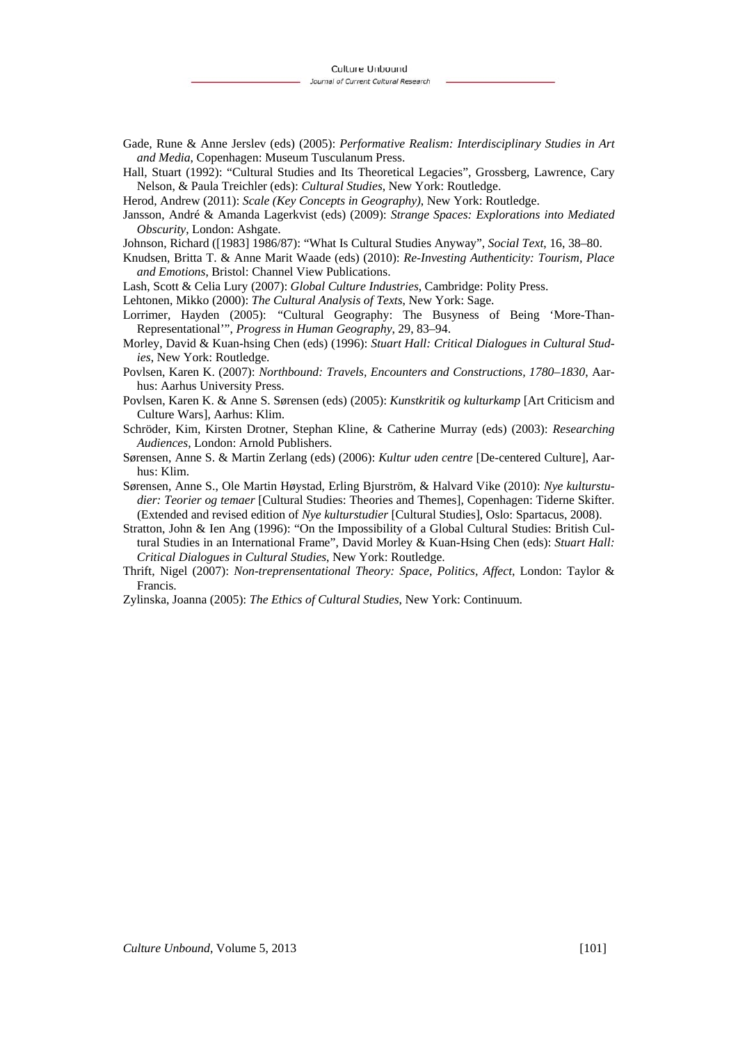Gade, Rune & Anne Jerslev (eds) (2005): *Performative Realism: Interdisciplinary Studies in Art and Media*, Copenhagen: Museum Tusculanum Press.

Hall, Stuart (1992): "Cultural Studies and Its Theoretical Legacies", Grossberg, Lawrence, Cary Nelson, & Paula Treichler (eds): *Cultural Studies*, New York: Routledge.

Herod, Andrew (2011): *Scale (Key Concepts in Geography)*, New York: Routledge.

Jansson, André & Amanda Lagerkvist (eds) (2009): *Strange Spaces: Explorations into Mediated Obscurity*, London: Ashgate.

Johnson, Richard ([1983] 1986/87): "What Is Cultural Studies Anyway", *Social Text*, 16, 38–80.

Knudsen, Britta T. & Anne Marit Waade (eds) (2010): *Re-Investing Authenticity: Tourism, Place and Emotions*, Bristol: Channel View Publications.

Lash, Scott & Celia Lury (2007): *Global Culture Industries*, Cambridge: Polity Press.

Lehtonen, Mikko (2000): *The Cultural Analysis of Texts*, New York: Sage.

Lorrimer, Hayden (2005): "Cultural Geography: The Busyness of Being 'More-Than-Representational'", *Progress in Human Geography*, 29, 83–94.

Morley, David & Kuan-hsing Chen (eds) (1996): *Stuart Hall: Critical Dialogues in Cultural Studies*, New York: Routledge.

Povlsen, Karen K. (2007): *Northbound: Travels, Encounters and Constructions, 1780–1830*, Aarhus: Aarhus University Press.

Povlsen, Karen K. & Anne S. Sørensen (eds) (2005): *Kunstkritik og kulturkamp* [Art Criticism and Culture Wars], Aarhus: Klim.

Schröder, Kim, Kirsten Drotner, Stephan Kline, & Catherine Murray (eds) (2003): *Researching Audiences*, London: Arnold Publishers.

Sørensen, Anne S. & Martin Zerlang (eds) (2006): *Kultur uden centre* [De-centered Culture], Aarhus: Klim.

Sørensen, Anne S., Ole Martin Høystad, Erling Bjurström, & Halvard Vike (2010): *Nye kulturstudier: Teorier og temaer* [Cultural Studies: Theories and Themes], Copenhagen: Tiderne Skifter. (Extended and revised edition of *Nye kulturstudier* [Cultural Studies], Oslo: Spartacus, 2008).

Stratton, John & Ien Ang (1996): "On the Impossibility of a Global Cultural Studies: British Cultural Studies in an International Frame", David Morley & Kuan-Hsing Chen (eds): *Stuart Hall: Critical Dialogues in Cultural Studies*, New York: Routledge.

Thrift, Nigel (2007): *Non-treprensentational Theory: Space, Politics, Affect*, London: Taylor & Francis.

Zylinska, Joanna (2005): *The Ethics of Cultural Studies*, New York: Continuum.